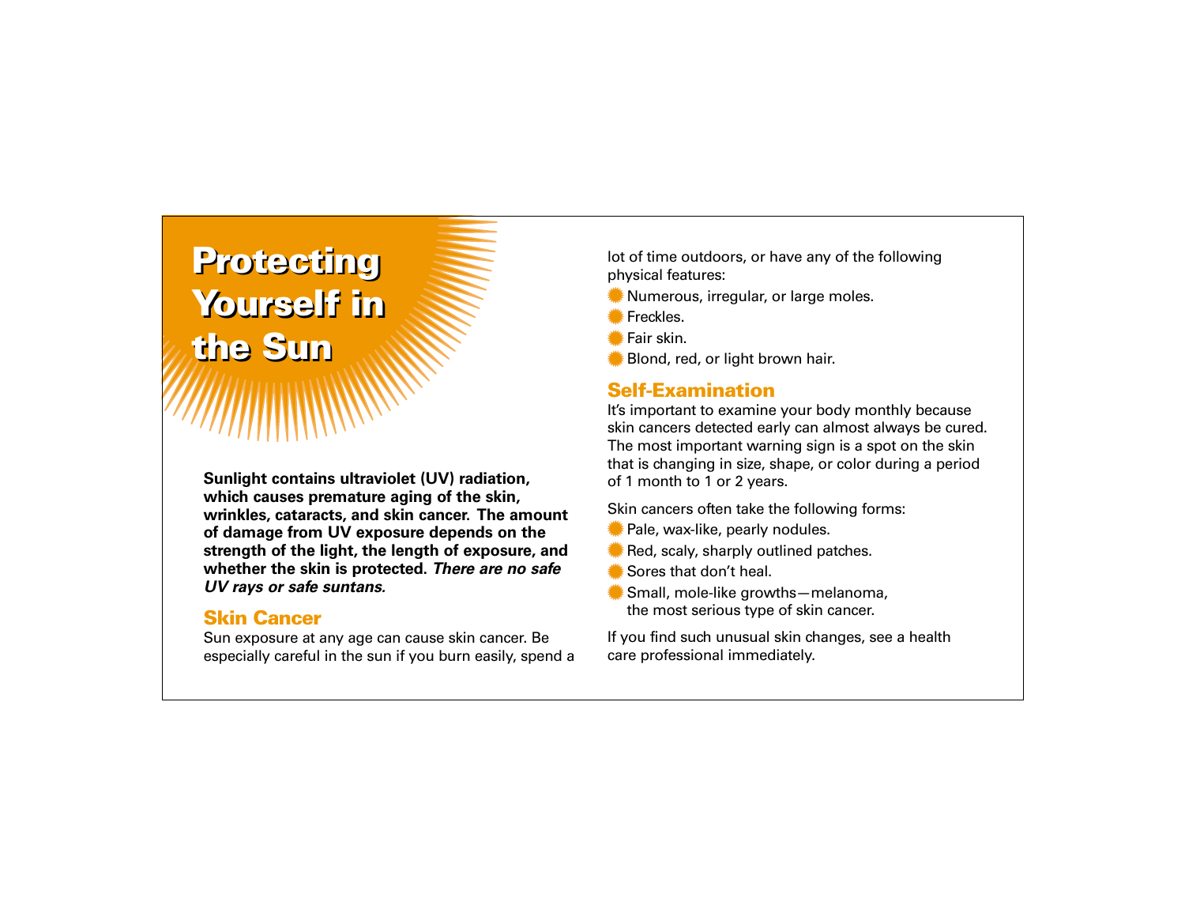# Protecting Yourself in the Sun

**Sunlight contains ultraviolet (UV) radiation, which causes premature aging of the skin, wrinkles, cataracts, and skin cancer. The amount of damage from UV exposure depends on the strength of the light, the length of exposure, and whether the skin is protected. *There are no safe UV rays or safe suntans.***

## Skin Cancer

Sun exposure at any age can cause skin cancer. Be especially careful in the sun if you burn easily, spend a lot of time outdoors, or have any of the following physical features:

- Numerous, irregular, or large moles.
- Freckles.
- Fair skin.
- Blond, red, or light brown hair.

## Self-Examination

It's important to examine your body monthly because skin cancers detected early can almost always be cured. The most important warning sign is a spot on the skin that is changing in size, shape, or color during a period of 1 month to 1 or 2 years.

Skin cancers often take the following forms:

- Pale, wax-like, pearly nodules.
- Red, scaly, sharply outlined patches.
- Sores that don't heal.
- Small, mole-like growths—melanoma, the most serious type of skin cancer.

If you find such unusual skin changes, see a health care professional immediately.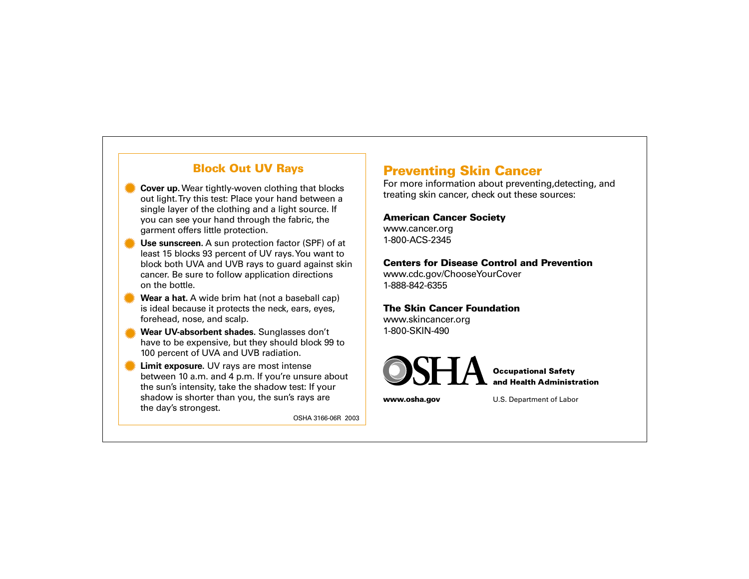## Block Out UV Rays

- **Cover up.** Wear tightly-woven clothing that blocks out light. Try this test: Place your hand between a single layer of the clothing and a light source. If you can see your hand through the fabric, the garment offers little protection.
- **Use sunscreen.** A sun protection factor (SPF) of at least 15 blocks 93 percent of UV rays. You want to block both UVA and UVB rays to guard against skin cancer. Be sure to follow application directions on the bottle.
- **Wear a hat.** A wide brim hat (not a baseball cap) is ideal because it protects the neck, ears, eyes, forehead, nose, and scalp.
- **Wear UV-absorbent shades.** Sunglasses don't have to be expensive, but they should block 99 to 100 percent of UVA and UVB radiation.
- **Limit exposure.** UV rays are most intense between 10 a.m. and 4 p.m. If you're unsure about the sun's intensity, take the shadow test: If your shadow is shorter than you, the sun's rays are the day's strongest.

OSHA 3166-06R 2003

## Preventing Skin Cancer

For more information about preventing,detecting, and treating skin cancer, check out these sources:

**American Cancer Society**
www.cancer.org
1-800-ACS-2345

**Centers for Disease Control and Prevention**
www.cdc.gov/ChooseYourCover
1-888-842-6355

**The Skin Cancer Foundation**
www.skincancer.org
1-800-SKIN-490

OSHA **Occupational Safety and Health Administration**

**www.osha.gov** U.S. Department of Labor